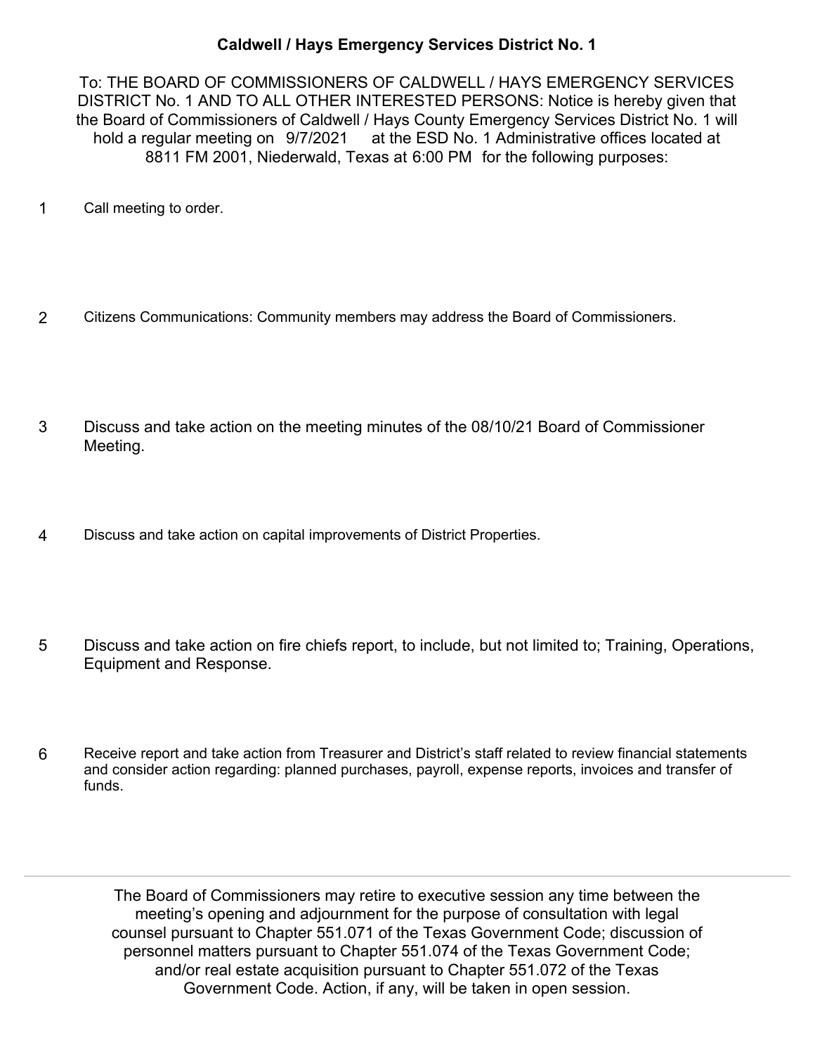## Caldwell / Hays Emergency Services District No. 1

To: THE BOARD OF COMMISSIONERS OF CALDWELL / HAYS EMERGENCY SERVICES DISTRICT No. 1 AND TO ALL OTHER INTERESTED PERSONS: Notice is hereby given that the Board of Commissioners of Caldwell / Hays County Emergency Services District No. 1 will hold a regular meeting on 9/7/2021 at the ESD No. 1 Administrative offices located at 8811 FM 2001, Niederwald, Texas at 6:00 PM for the following purposes:

1. Call meeting to order.

2. Citizens Communications: Community members may address the Board of Commissioners.

3. Discuss and take action on the meeting minutes of the 08/10/21 Board of Commissioner Meeting.

4. Discuss and take action on capital improvements of District Properties.

5. Discuss and take action on fire chiefs report, to include, but not limited to; Training, Operations, Equipment and Response.

6. Receive report and take action from Treasurer and District's staff related to review financial statements and consider action regarding: planned purchases, payroll, expense reports, invoices and transfer of funds.

---

The Board of Commissioners may retire to executive session any time between the meeting's opening and adjournment for the purpose of consultation with legal counsel pursuant to Chapter 551.071 of the Texas Government Code; discussion of personnel matters pursuant to Chapter 551.074 of the Texas Government Code; and/or real estate acquisition pursuant to Chapter 551.072 of the Texas Government Code. Action, if any, will be taken in open session.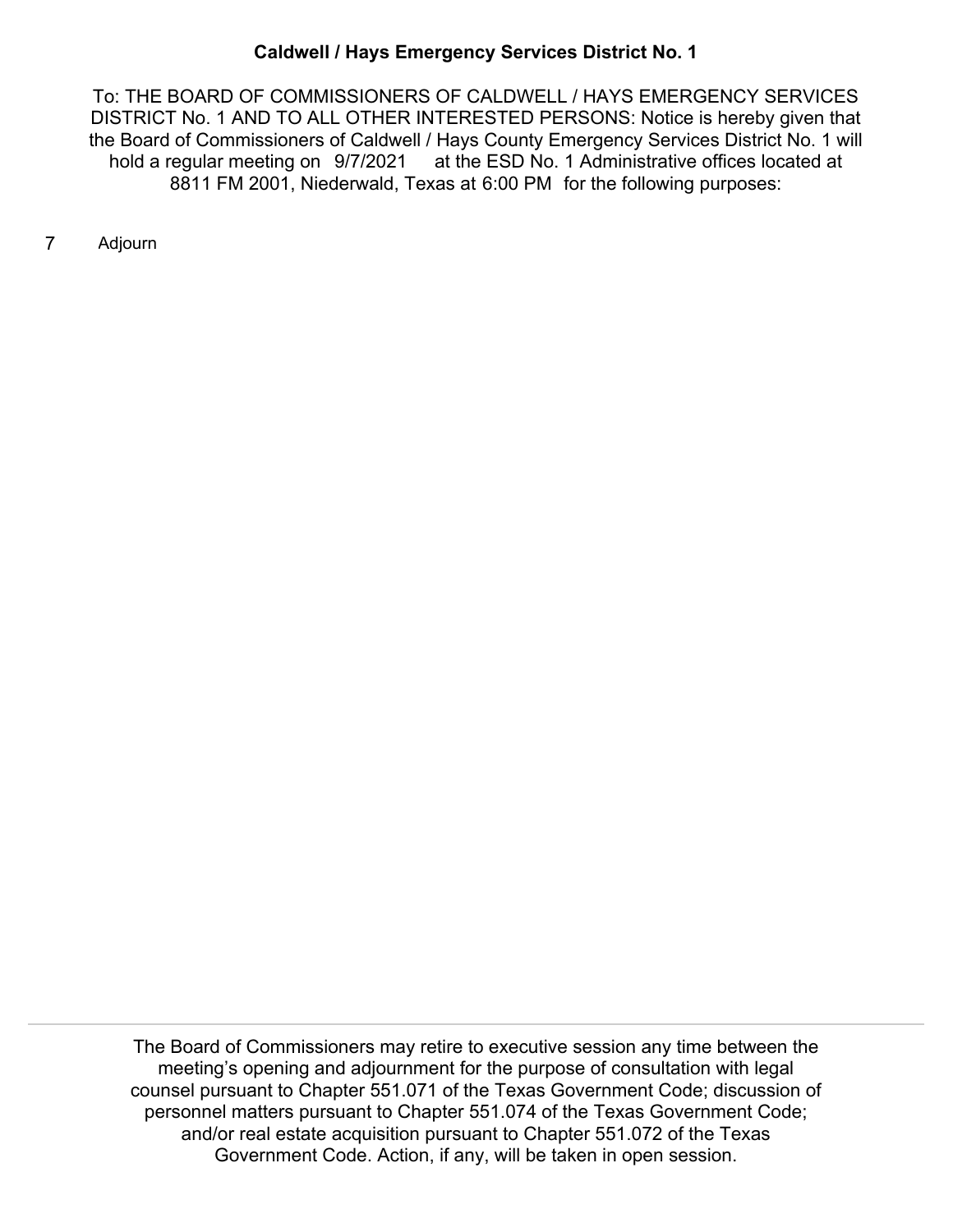**Caldwell / Hays Emergency Services District No. 1**

To: THE BOARD OF COMMISSIONERS OF CALDWELL / HAYS EMERGENCY SERVICES DISTRICT No. 1 AND TO ALL OTHER INTERESTED PERSONS: Notice is hereby given that the Board of Commissioners of Caldwell / Hays County Emergency Services District No. 1 will hold a regular meeting on 9/7/2021 at the ESD No. 1 Administrative offices located at 8811 FM 2001, Niederwald, Texas at 6:00 PM for the following purposes:

7 Adjourn

---

The Board of Commissioners may retire to executive session any time between the meeting's opening and adjournment for the purpose of consultation with legal counsel pursuant to Chapter 551.071 of the Texas Government Code; discussion of personnel matters pursuant to Chapter 551.074 of the Texas Government Code; and/or real estate acquisition pursuant to Chapter 551.072 of the Texas Government Code. Action, if any, will be taken in open session.